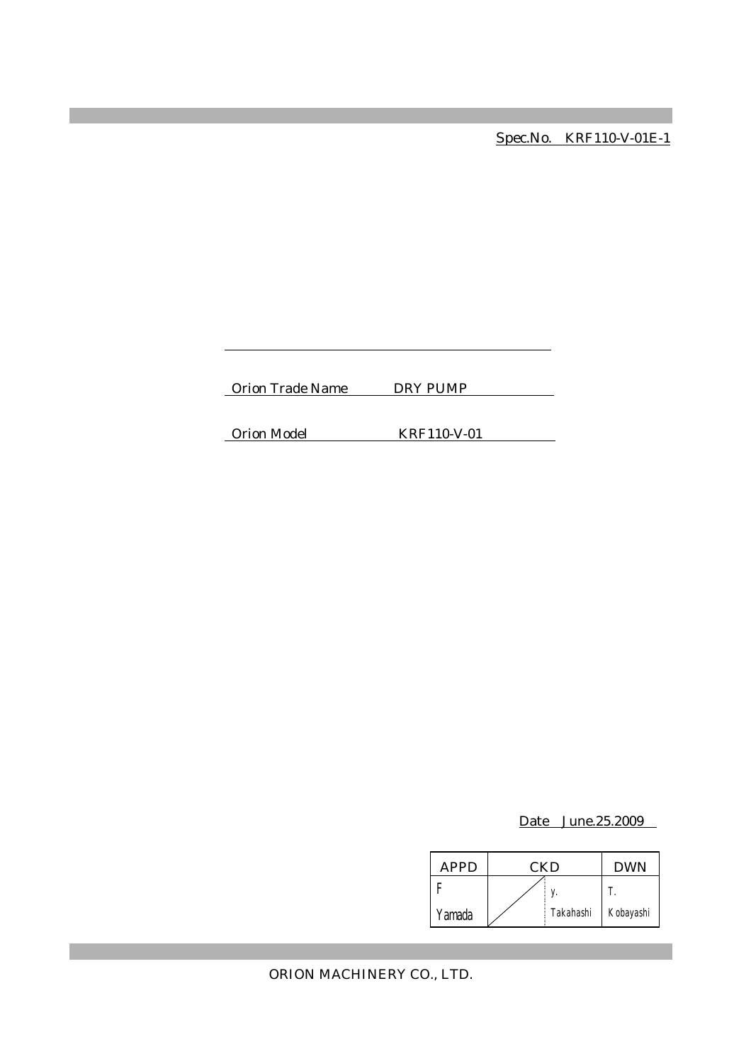Spec.No. KRF110-V-01E-1

Orion Trade Name DRY PUMP

Orion Model KRF110-V-01

Date June.25.2009

| APPD | CKD | | DWN |
| --- | --- | --- | --- |
| F<br>Yamada | | y.<br>Takahashi | T.<br>Kobayashi |

ORION MACHINERY CO., LTD.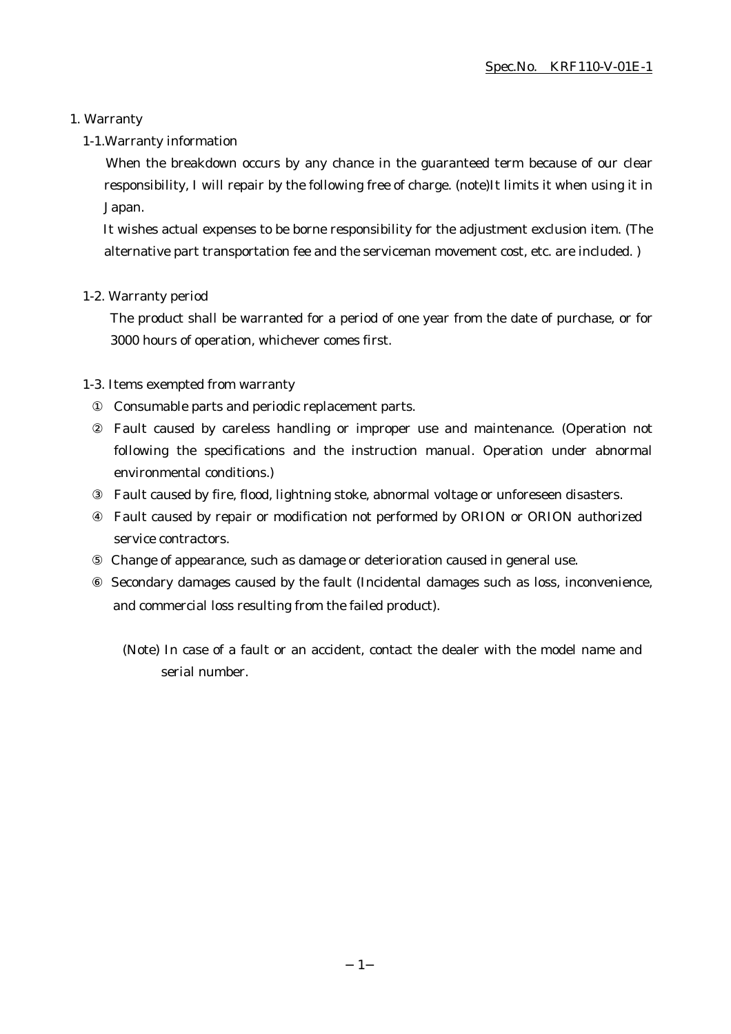# 1. Warranty

## 1-1.Warranty information

When the breakdown occurs by any chance in the guaranteed term because of our clear responsibility, I will repair by the following free of charge. (note)It limits it when using it in Japan.

It wishes actual expenses to be borne responsibility for the adjustment exclusion item. (The alternative part transportation fee and the serviceman movement cost, etc. are included. )

## 1-2. Warranty period

The product shall be warranted for a period of one year from the date of purchase, or for 3000 hours of operation, whichever comes first.

## 1-3. Items exempted from warranty

① Consumable parts and periodic replacement parts.

② Fault caused by careless handling or improper use and maintenance. (Operation not following the specifications and the instruction manual. Operation under abnormal environmental conditions.)

③ Fault caused by fire, flood, lightning stoke, abnormal voltage or unforeseen disasters.

④ Fault caused by repair or modification not performed by ORION or ORION authorized service contractors.

⑤ Change of appearance, such as damage or deterioration caused in general use.

⑥ Secondary damages caused by the fault (Incidental damages such as loss, inconvenience, and commercial loss resulting from the failed product).

(Note) In case of a fault or an accident, contact the dealer with the model name and serial number.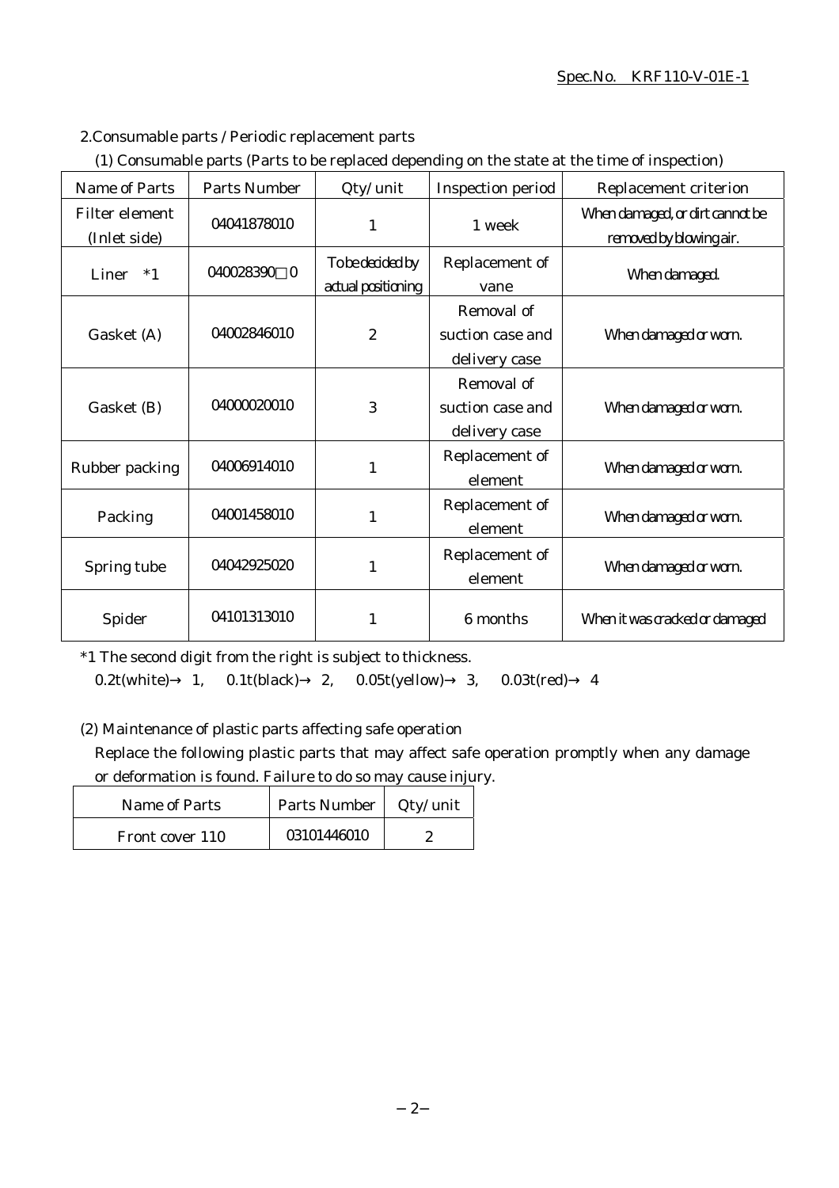## 2.Consumable parts / Periodic replacement parts

(1) Consumable parts (Parts to be replaced depending on the state at the time of inspection)

| Name of Parts | Parts Number | Qty/unit | Inspection period | Replacement criterion |
|---|---|---|---|---|
| Filter element (Inlet side) | 04041878010 | 1 | 1 week | When damaged, or dirt cannot be removed by blowing air. |
| Liner *1 | 040028390□0 | To be decided by actual positioning | Replacement of vane | When damaged. |
| Gasket (A) | 04002846010 | 2 | Removal of suction case and delivery case | When damaged or worn. |
| Gasket (B) | 04000020010 | 3 | Removal of suction case and delivery case | When damaged or worn. |
| Rubber packing | 04006914010 | 1 | Replacement of element | When damaged or worn. |
| Packing | 04001458010 | 1 | Replacement of element | When damaged or worn. |
| Spring tube | 04042925020 | 1 | Replacement of element | When damaged or worn. |
| Spider | 04101313010 | 1 | 6 months | When it was cracked or damaged |

*1 The second digit from the right is subject to thickness.
0.2t(white)→ 1, 0.1t(black)→ 2, 0.05t(yellow)→ 3, 0.03t(red)→ 4

(2) Maintenance of plastic parts affecting safe operation

Replace the following plastic parts that may affect safe operation promptly when any damage or deformation is found. Failure to do so may cause injury.

| Name of Parts | Parts Number | Qty/unit |
|---|---|---|
| Front cover 110 | 03101446010 | 2 |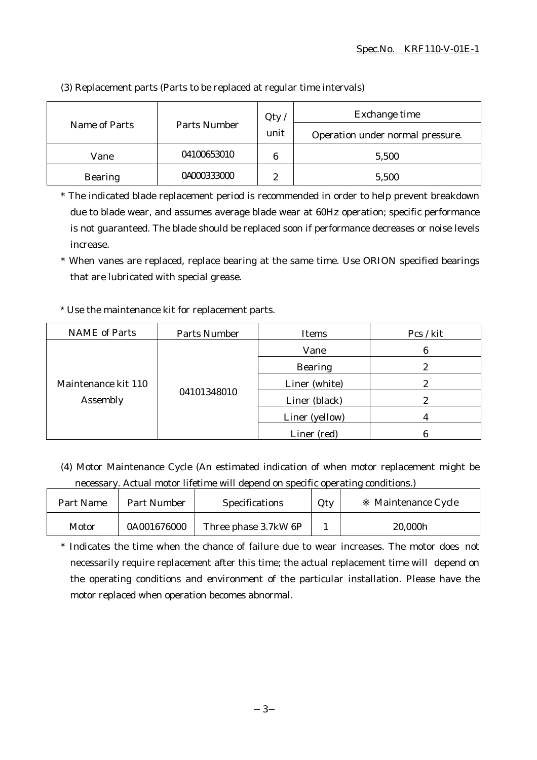(3) Replacement parts (Parts to be replaced at regular time intervals)

| Name of Parts | Parts Number | Qty / unit | Exchange time |
|---|---|---|---|
| | | | Operation under normal pressure. |
| Vane | 04100653010 | 6 | 5,500 |
| Bearing | 0A000333000 | 2 | 5,500 |

* The indicated blade replacement period is recommended in order to help prevent breakdown due to blade wear, and assumes average blade wear at 60Hz operation; specific performance is not guaranteed. The blade should be replaced soon if performance decreases or noise levels increase.

* When vanes are replaced, replace bearing at the same time. Use ORION specified bearings that are lubricated with special grease.

* Use the maintenance kit for replacement parts.

| NAME of Parts | Parts Number | Items | Pcs / kit |
|---|---|---|---|
| Maintenance kit 110 Assembly | 04101348010 | Vane | 6 |
| | | Bearing | 2 |
| | | Liner (white) | 2 |
| | | Liner (black) | 2 |
| | | Liner (yellow) | 4 |
| | | Liner (red) | 6 |

(4) Motor Maintenance Cycle (An estimated indication of when motor replacement might be necessary. Actual motor lifetime will depend on specific operating conditions.)

| Part Name | Part Number | Specifications | Qty | ※ Maintenance Cycle |
|---|---|---|---|---|
| Motor | 0A001676000 | Three phase 3.7kW 6P | 1 | 20,000h |

* Indicates the time when the chance of failure due to wear increases. The motor does not necessarily require replacement after this time; the actual replacement time will depend on the operating conditions and environment of the particular installation. Please have the motor replaced when operation becomes abnormal.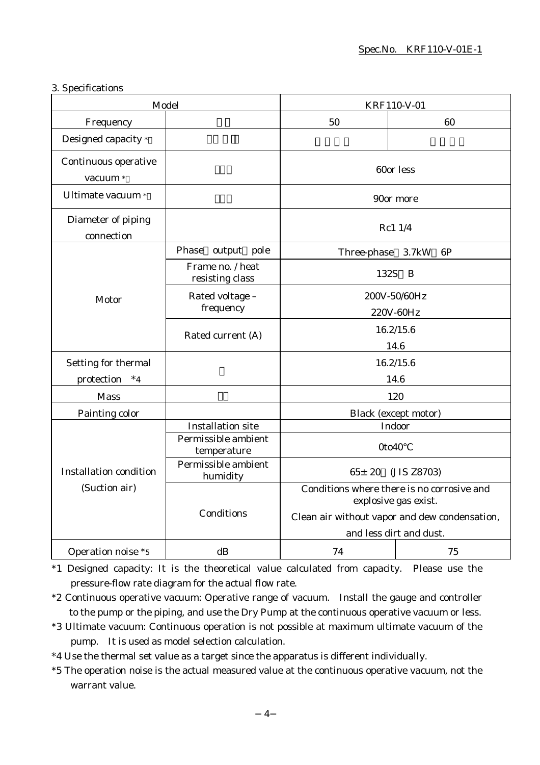3. Specifications

| Model | | KRF110-V-01 | |
|---|---|---|---|
| Frequency | | 50 | 60 |
| Designed capacity * | | | |
| Continuous operative vacuum * | | 60or less | |
| Ultimate vacuum * | | 90or more | |
| Diameter of piping connection | | Rc1 1/4 | |
| Motor | Phase output pole | Three-phase 3.7kW 6P | |
| | Frame no. / heat resisting class | 132S B | |
| | Rated voltage – frequency | 200V-50/60Hz<br>220V-60Hz | |
| | Rated current (A) | 16.2/15.6<br>14.6 | |
| Setting for thermal protection *4 | | 16.2/15.6<br>14.6 | |
| Mass | | 120 | |
| Painting color | | Black (except motor) | |
| Installation condition (Suction air) | Installation site | Indoor | |
| | Permissible ambient temperature | 0to40°C | |
| | Permissible ambient humidity | 65± 20 (JIS Z8703) | |
| | Conditions | Conditions where there is no corrosive and explosive gas exist.<br>Clean air without vapor and dew condensation, and less dirt and dust. | |
| Operation noise *5 | dB | 74 | 75 |

*1 Designed capacity: It is the theoretical value calculated from capacity. Please use the pressure-flow rate diagram for the actual flow rate.

*2 Continuous operative vacuum: Operative range of vacuum. Install the gauge and controller to the pump or the piping, and use the Dry Pump at the continuous operative vacuum or less.

*3 Ultimate vacuum: Continuous operation is not possible at maximum ultimate vacuum of the pump. It is used as model selection calculation.

*4 Use the thermal set value as a target since the apparatus is different individually.

*5 The operation noise is the actual measured value at the continuous operative vacuum, not the warrant value.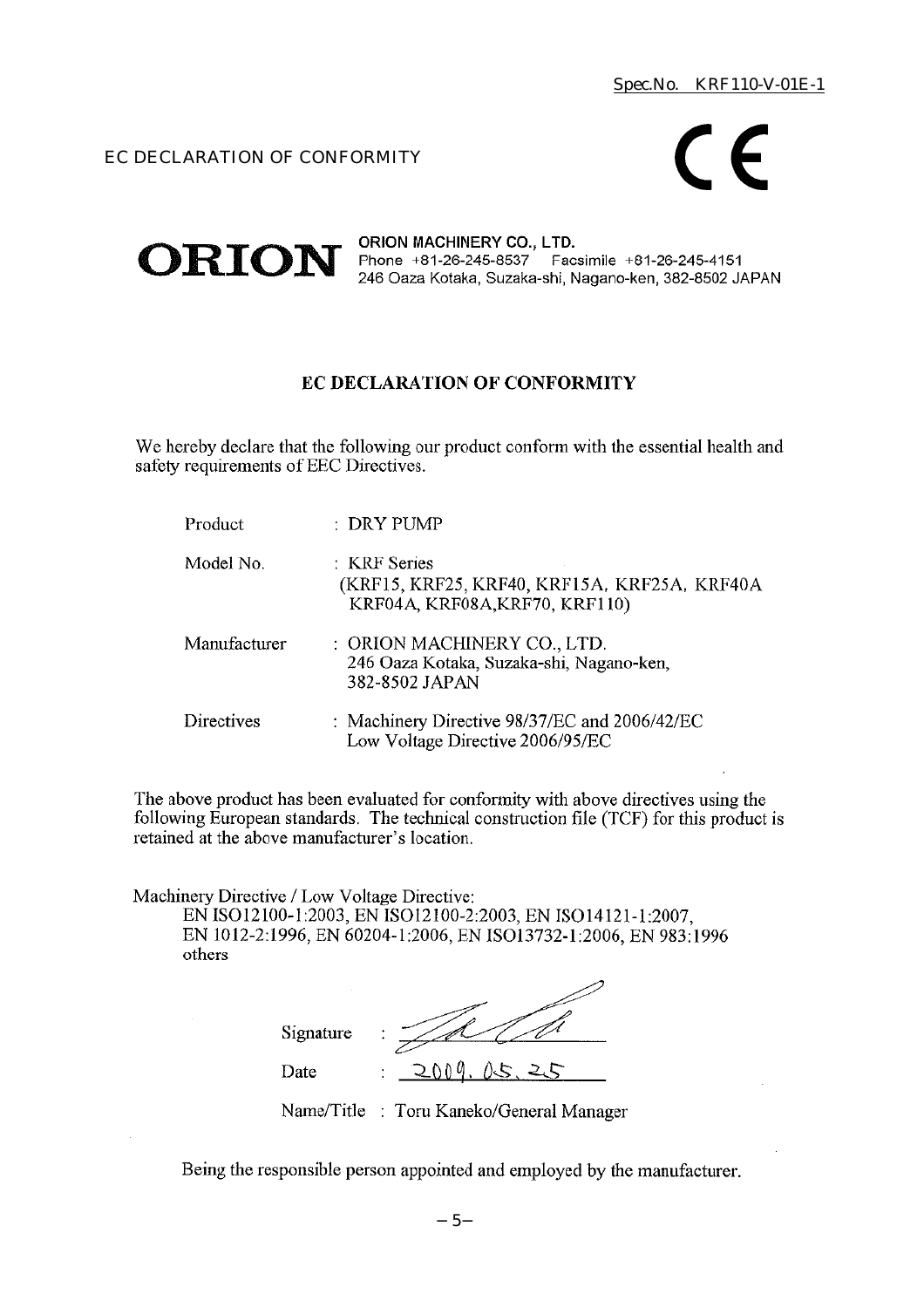Spec.No. KRF110-V-01E-1

EC DECLARATION OF CONFORMITY

CE

ORION

**ORION MACHINERY CO., LTD.**
Phone +81-26-245-8537 Facsimile +81-26-245-4151
246 Oaza Kotaka, Suzaka-shi, Nagano-ken, 382-8502 JAPAN

## EC DECLARATION OF CONFORMITY

We hereby declare that the following our product conform with the essential health and safety requirements of EEC Directives.

| | |
|---|---|
| Product | : DRY PUMP |
| Model No. | : KRF Series (KRF15, KRF25, KRF40, KRF15A, KRF25A, KRF40A KRF04A, KRF08A,KRF70, KRF110) |
| Manufacturer | : ORION MACHINERY CO., LTD. 246 Oaza Kotaka, Suzaka-shi, Nagano-ken, 382-8502 JAPAN |
| Directives | : Machinery Directive 98/37/EC and 2006/42/EC Low Voltage Directive 2006/95/EC |

The above product has been evaluated for conformity with above directives using the following European standards. The technical construction file (TCF) for this product is retained at the above manufacturer's location.

Machinery Directive / Low Voltage Directive:
EN ISO12100-1:2003, EN ISO12100-2:2003, EN ISO14121-1:2007, EN 1012-2:1996, EN 60204-1:2006, EN ISO13732-1:2006, EN 983:1996 others

Signature :

Date : 2009. 05. 25

Name/Title : Toru Kaneko/General Manager

Being the responsible person appointed and employed by the manufacturer.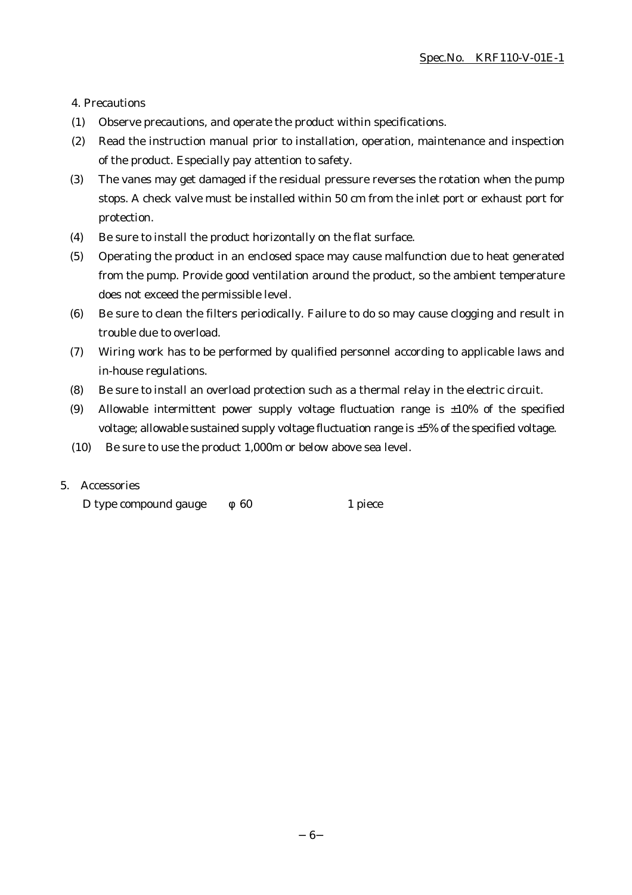## 4. Precautions

(1) Observe precautions, and operate the product within specifications.

(2) Read the instruction manual prior to installation, operation, maintenance and inspection of the product. Especially pay attention to safety.

(3) The vanes may get damaged if the residual pressure reverses the rotation when the pump stops. A check valve must be installed within 50 cm from the inlet port or exhaust port for protection.

(4) Be sure to install the product horizontally on the flat surface.

(5) Operating the product in an enclosed space may cause malfunction due to heat generated from the pump. Provide good ventilation around the product, so the ambient temperature does not exceed the permissible level.

(6) Be sure to clean the filters periodically. Failure to do so may cause clogging and result in trouble due to overload.

(7) Wiring work has to be performed by qualified personnel according to applicable laws and in-house regulations.

(8) Be sure to install an overload protection such as a thermal relay in the electric circuit.

(9) Allowable intermittent power supply voltage fluctuation range is ±10% of the specified voltage; allowable sustained supply voltage fluctuation range is ±5% of the specified voltage.

(10) Be sure to use the product 1,000m or below above sea level.

## 5. Accessories

D type compound gauge φ 60 1 piece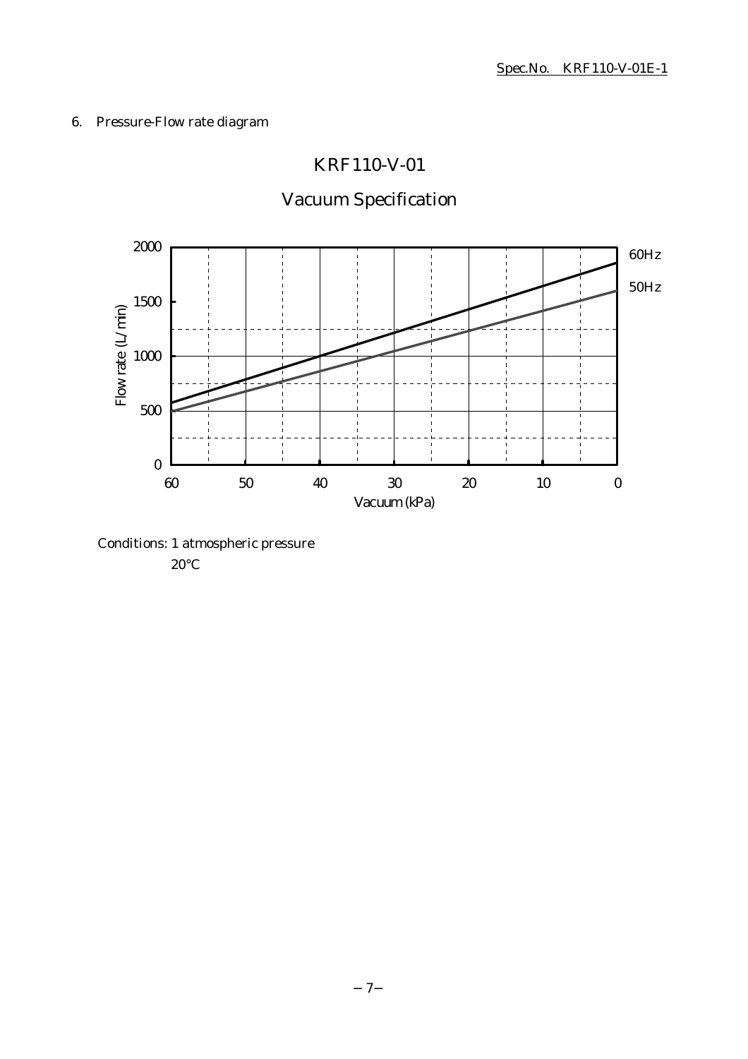6. Pressure-Flow rate diagram

## KRF110-V-01

## Vacuum Specification

Conditions: 1 atmospheric pressure

20°C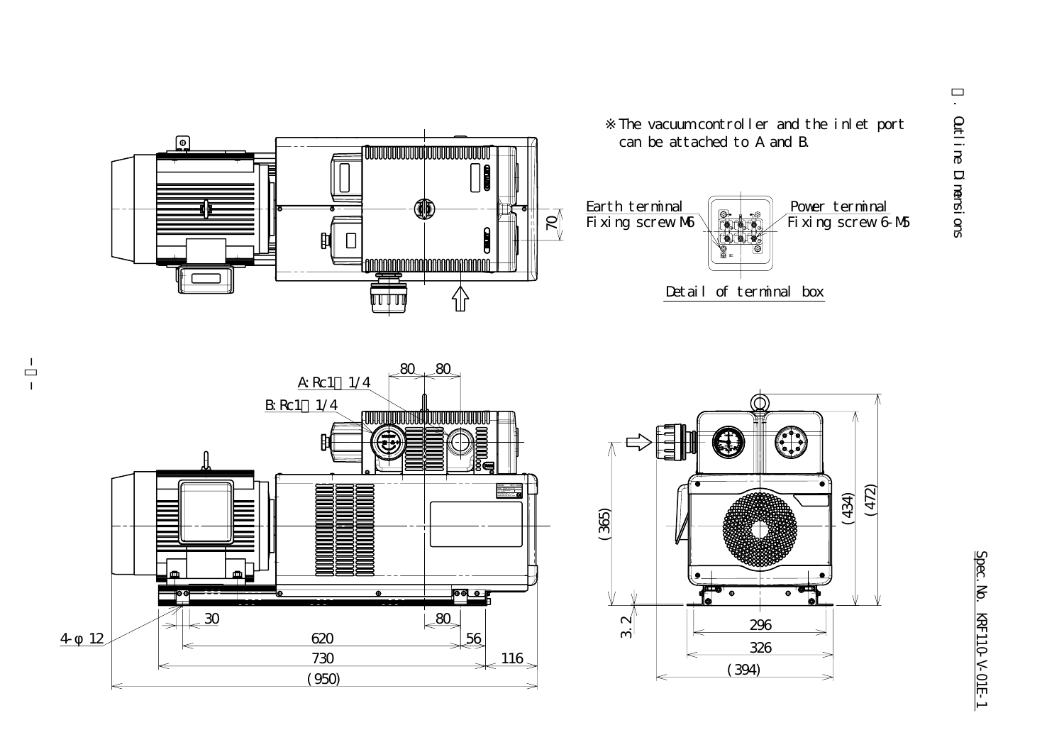## □. Outline Dimensions

※The vacuum controller and the inlet port can be attached to A and B.

Earth terminal
Fixing screw M6

Power terminal
Fixing screw 6-M5

Detail of terminal box

70

A:Rc1 1/4

B:Rc1 1/4

80

80

4-φ12

30

620

80

56

730

116

(950)

(365)

3.2

296

326

(394)

(434)

(472)

Spec. No. KRF110-V-01E-1